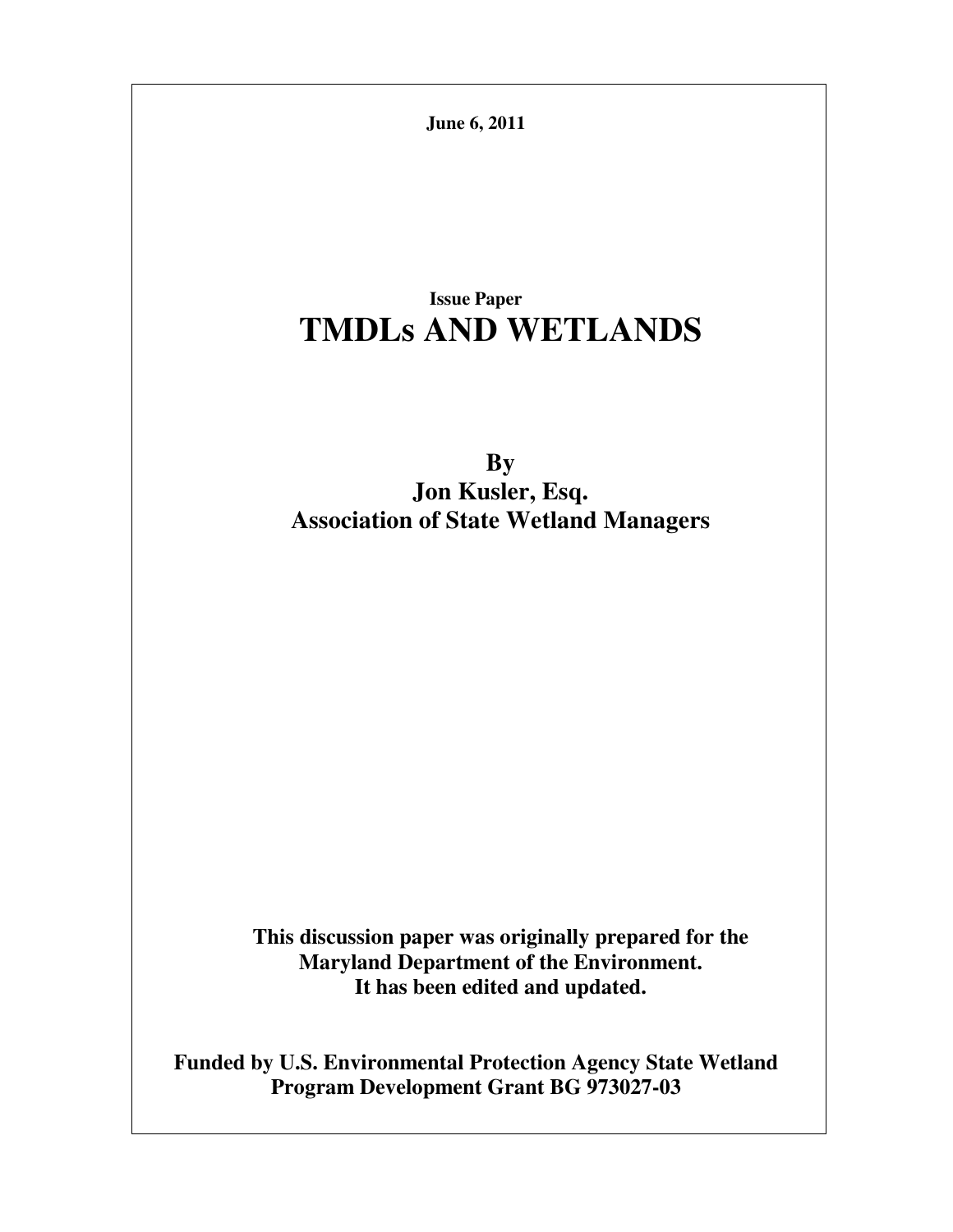**June 6, 2011**

**Issue Paper**

# TMDLs AND WETLANDS

**By**
**Jon Kusler, Esq.**
**Association of State Wetland Managers**

**This discussion paper was originally prepared for the Maryland Department of the Environment. It has been edited and updated.**

**Funded by U.S. Environmental Protection Agency State Wetland Program Development Grant BG 973027-03**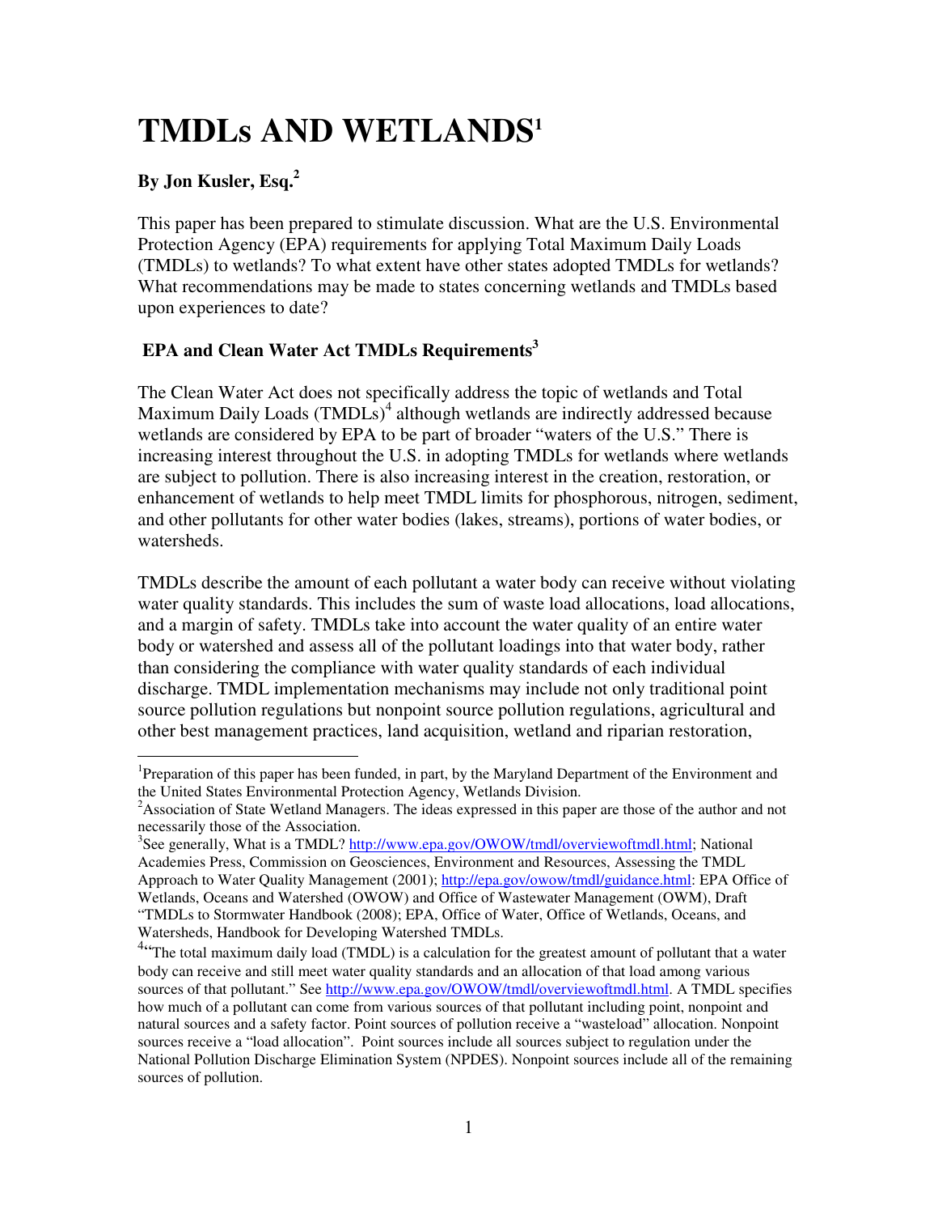# TMDLs AND WETLANDS[1]

**By Jon Kusler, Esq.[2]**

This paper has been prepared to stimulate discussion. What are the U.S. Environmental Protection Agency (EPA) requirements for applying Total Maximum Daily Loads (TMDLs) to wetlands? To what extent have other states adopted TMDLs for wetlands? What recommendations may be made to states concerning wetlands and TMDLs based upon experiences to date?

## EPA and Clean Water Act TMDLs Requirements[3]

The Clean Water Act does not specifically address the topic of wetlands and Total Maximum Daily Loads (TMDLs)[4] although wetlands are indirectly addressed because wetlands are considered by EPA to be part of broader "waters of the U.S." There is increasing interest throughout the U.S. in adopting TMDLs for wetlands where wetlands are subject to pollution. There is also increasing interest in the creation, restoration, or enhancement of wetlands to help meet TMDL limits for phosphorous, nitrogen, sediment, and other pollutants for other water bodies (lakes, streams), portions of water bodies, or watersheds.

TMDLs describe the amount of each pollutant a water body can receive without violating water quality standards. This includes the sum of waste load allocations, load allocations, and a margin of safety. TMDLs take into account the water quality of an entire water body or watershed and assess all of the pollutant loadings into that water body, rather than considering the compliance with water quality standards of each individual discharge. TMDL implementation mechanisms may include not only traditional point source pollution regulations but nonpoint source pollution regulations, agricultural and other best management practices, land acquisition, wetland and riparian restoration,

---

[1]Preparation of this paper has been funded, in part, by the Maryland Department of the Environment and the United States Environmental Protection Agency, Wetlands Division.

[2]Association of State Wetland Managers. The ideas expressed in this paper are those of the author and not necessarily those of the Association.

[3]See generally, What is a TMDL? http://www.epa.gov/OWOW/tmdl/overviewoftmdl.html; National Academies Press, Commission on Geosciences, Environment and Resources, Assessing the TMDL Approach to Water Quality Management (2001); http://epa.gov/owow/tmdl/guidance.html: EPA Office of Wetlands, Oceans and Watershed (OWOW) and Office of Wastewater Management (OWM), Draft "TMDLs to Stormwater Handbook (2008); EPA, Office of Water, Office of Wetlands, Oceans, and Watersheds, Handbook for Developing Watershed TMDLs.

[4]"The total maximum daily load (TMDL) is a calculation for the greatest amount of pollutant that a water body can receive and still meet water quality standards and an allocation of that load among various sources of that pollutant." See http://www.epa.gov/OWOW/tmdl/overviewoftmdl.html. A TMDL specifies how much of a pollutant can come from various sources of that pollutant including point, nonpoint and natural sources and a safety factor. Point sources of pollution receive a "wasteload" allocation. Nonpoint sources receive a "load allocation". Point sources include all sources subject to regulation under the National Pollution Discharge Elimination System (NPDES). Nonpoint sources include all of the remaining sources of pollution.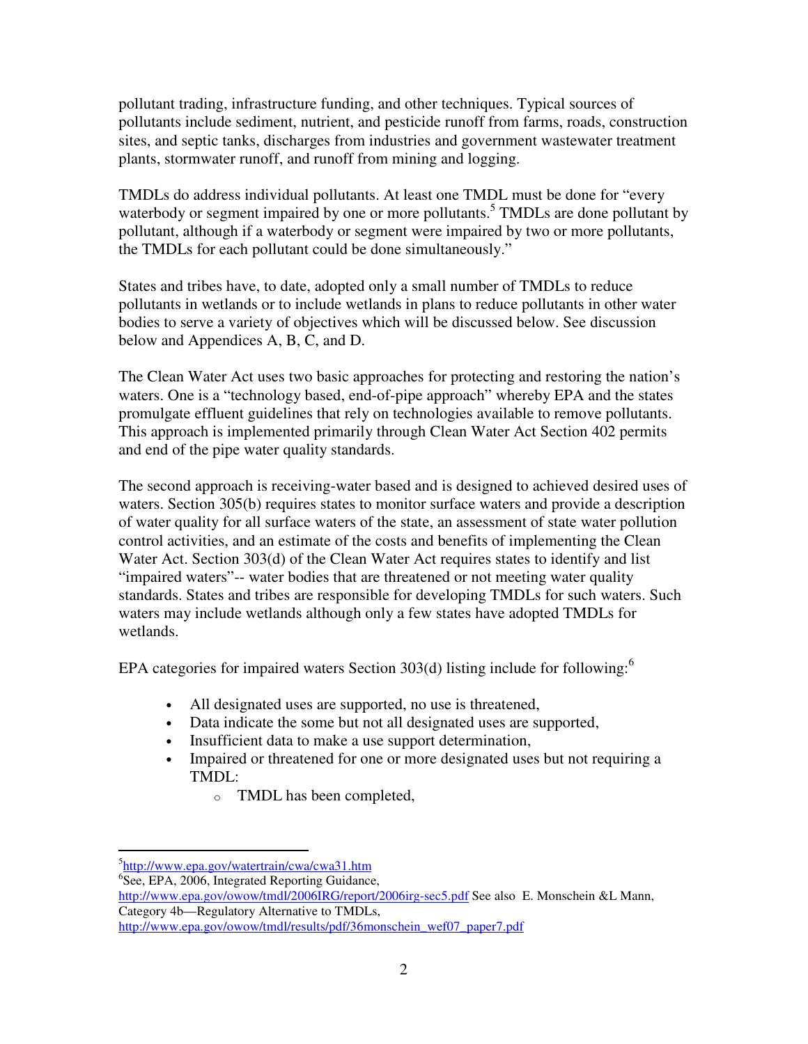pollutant trading, infrastructure funding, and other techniques. Typical sources of pollutants include sediment, nutrient, and pesticide runoff from farms, roads, construction sites, and septic tanks, discharges from industries and government wastewater treatment plants, stormwater runoff, and runoff from mining and logging.

TMDLs do address individual pollutants. At least one TMDL must be done for "every waterbody or segment impaired by one or more pollutants.[5] TMDLs are done pollutant by pollutant, although if a waterbody or segment were impaired by two or more pollutants, the TMDLs for each pollutant could be done simultaneously."

States and tribes have, to date, adopted only a small number of TMDLs to reduce pollutants in wetlands or to include wetlands in plans to reduce pollutants in other water bodies to serve a variety of objectives which will be discussed below. See discussion below and Appendices A, B, C, and D.

The Clean Water Act uses two basic approaches for protecting and restoring the nation's waters. One is a "technology based, end-of-pipe approach" whereby EPA and the states promulgate effluent guidelines that rely on technologies available to remove pollutants. This approach is implemented primarily through Clean Water Act Section 402 permits and end of the pipe water quality standards.

The second approach is receiving-water based and is designed to achieved desired uses of waters. Section 305(b) requires states to monitor surface waters and provide a description of water quality for all surface waters of the state, an assessment of state water pollution control activities, and an estimate of the costs and benefits of implementing the Clean Water Act. Section 303(d) of the Clean Water Act requires states to identify and list "impaired waters"-- water bodies that are threatened or not meeting water quality standards. States and tribes are responsible for developing TMDLs for such waters. Such waters may include wetlands although only a few states have adopted TMDLs for wetlands.

EPA categories for impaired waters Section 303(d) listing include for following:[6]

- All designated uses are supported, no use is threatened,
- Data indicate the some but not all designated uses are supported,
- Insufficient data to make a use support determination,
- Impaired or threatened for one or more designated uses but not requiring a TMDL:
  - TMDL has been completed,

---

[5] http://www.epa.gov/watertrain/cwa/cwa31.htm

[6] See, EPA, 2006, Integrated Reporting Guidance, http://www.epa.gov/owow/tmdl/2006IRG/report/2006irg-sec5.pdf See also E. Monschein &L Mann, Category 4b—Regulatory Alternative to TMDLs, http://www.epa.gov/owow/tmdl/results/pdf/36monschein_wef07_paper7.pdf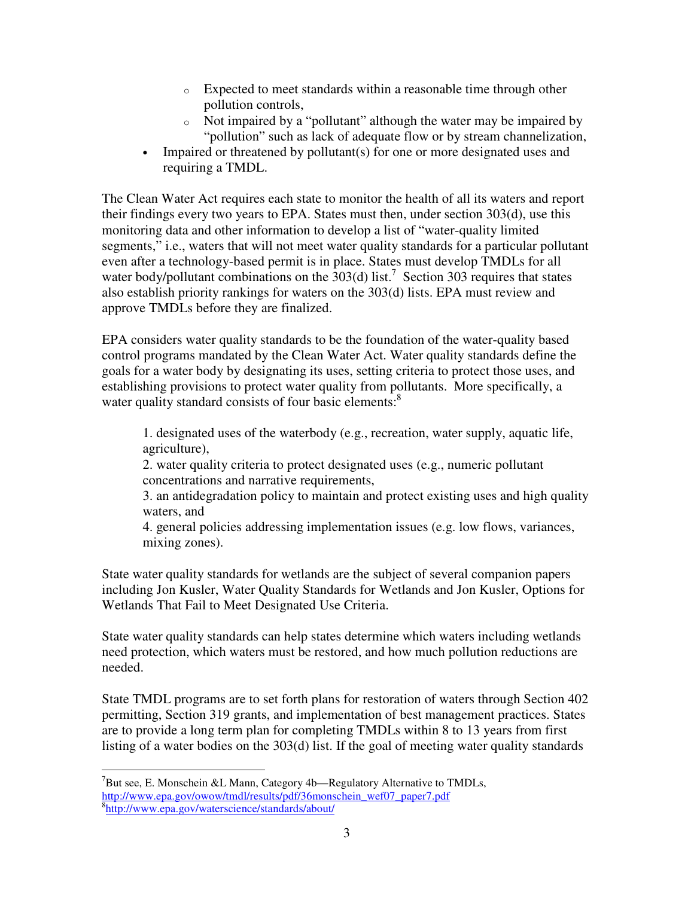- Expected to meet standards within a reasonable time through other pollution controls,
  - Not impaired by a "pollutant" although the water may be impaired by "pollution" such as lack of adequate flow or by stream channelization,
- Impaired or threatened by pollutant(s) for one or more designated uses and requiring a TMDL.

The Clean Water Act requires each state to monitor the health of all its waters and report their findings every two years to EPA. States must then, under section 303(d), use this monitoring data and other information to develop a list of "water-quality limited segments," i.e., waters that will not meet water quality standards for a particular pollutant even after a technology-based permit is in place. States must develop TMDLs for all water body/pollutant combinations on the 303(d) list.[7] Section 303 requires that states also establish priority rankings for waters on the 303(d) lists. EPA must review and approve TMDLs before they are finalized.

EPA considers water quality standards to be the foundation of the water-quality based control programs mandated by the Clean Water Act. Water quality standards define the goals for a water body by designating its uses, setting criteria to protect those uses, and establishing provisions to protect water quality from pollutants. More specifically, a water quality standard consists of four basic elements:[8]

> 1. designated uses of the waterbody (e.g., recreation, water supply, aquatic life, agriculture),
> 2. water quality criteria to protect designated uses (e.g., numeric pollutant concentrations and narrative requirements,
> 3. an antidegradation policy to maintain and protect existing uses and high quality waters, and
> 4. general policies addressing implementation issues (e.g. low flows, variances, mixing zones).

State water quality standards for wetlands are the subject of several companion papers including Jon Kusler, Water Quality Standards for Wetlands and Jon Kusler, Options for Wetlands That Fail to Meet Designated Use Criteria.

State water quality standards can help states determine which waters including wetlands need protection, which waters must be restored, and how much pollution reductions are needed.

State TMDL programs are to set forth plans for restoration of waters through Section 402 permitting, Section 319 grants, and implementation of best management practices. States are to provide a long term plan for completing TMDLs within 8 to 13 years from first listing of a water bodies on the 303(d) list. If the goal of meeting water quality standards

---

[7] But see, E. Monschein &L Mann, Category 4b—Regulatory Alternative to TMDLs, http://www.epa.gov/owow/tmdl/results/pdf/36monschein_wef07_paper7.pdf

[8] http://www.epa.gov/waterscience/standards/about/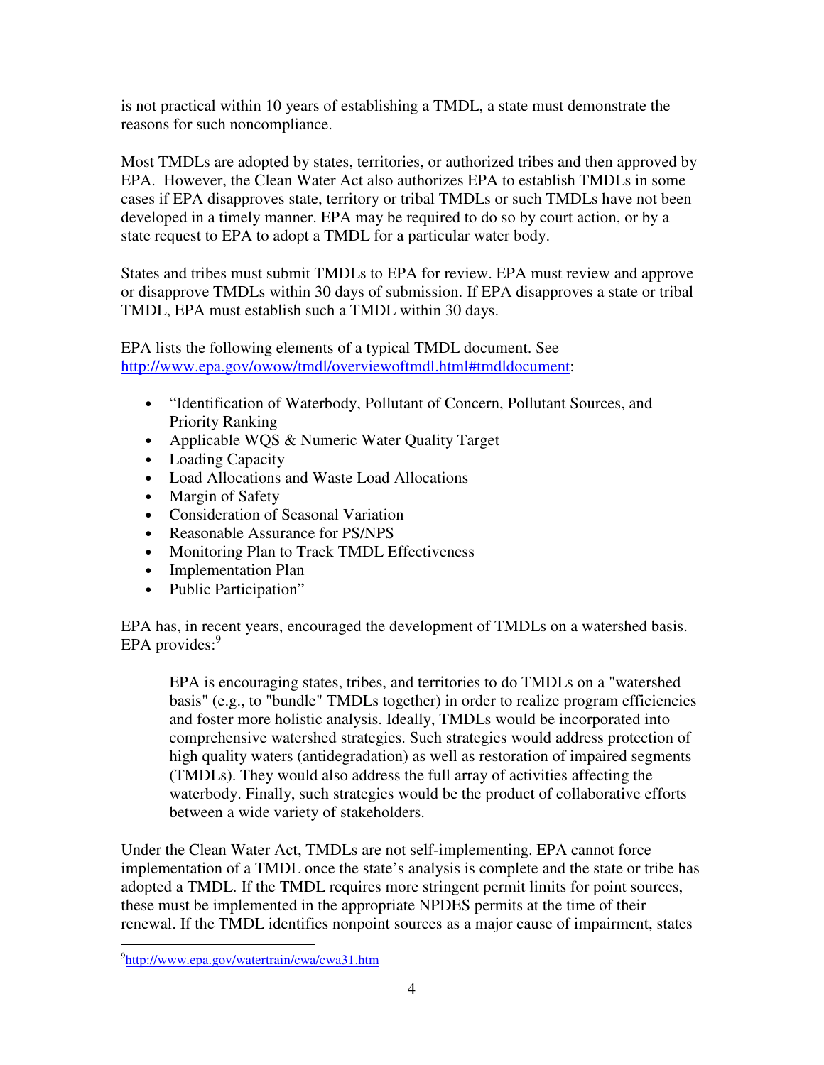is not practical within 10 years of establishing a TMDL, a state must demonstrate the reasons for such noncompliance.

Most TMDLs are adopted by states, territories, or authorized tribes and then approved by EPA. However, the Clean Water Act also authorizes EPA to establish TMDLs in some cases if EPA disapproves state, territory or tribal TMDLs or such TMDLs have not been developed in a timely manner. EPA may be required to do so by court action, or by a state request to EPA to adopt a TMDL for a particular water body.

States and tribes must submit TMDLs to EPA for review. EPA must review and approve or disapprove TMDLs within 30 days of submission. If EPA disapproves a state or tribal TMDL, EPA must establish such a TMDL within 30 days.

EPA lists the following elements of a typical TMDL document. See http://www.epa.gov/owow/tmdl/overviewoftmdl.html#tmdldocument:

- "Identification of Waterbody, Pollutant of Concern, Pollutant Sources, and Priority Ranking
- Applicable WQS & Numeric Water Quality Target
- Loading Capacity
- Load Allocations and Waste Load Allocations
- Margin of Safety
- Consideration of Seasonal Variation
- Reasonable Assurance for PS/NPS
- Monitoring Plan to Track TMDL Effectiveness
- Implementation Plan
- Public Participation"

EPA has, in recent years, encouraged the development of TMDLs on a watershed basis. EPA provides:[9]

> EPA is encouraging states, tribes, and territories to do TMDLs on a "watershed basis" (e.g., to "bundle" TMDLs together) in order to realize program efficiencies and foster more holistic analysis. Ideally, TMDLs would be incorporated into comprehensive watershed strategies. Such strategies would address protection of high quality waters (antidegradation) as well as restoration of impaired segments (TMDLs). They would also address the full array of activities affecting the waterbody. Finally, such strategies would be the product of collaborative efforts between a wide variety of stakeholders.

Under the Clean Water Act, TMDLs are not self-implementing. EPA cannot force implementation of a TMDL once the state's analysis is complete and the state or tribe has adopted a TMDL. If the TMDL requires more stringent permit limits for point sources, these must be implemented in the appropriate NPDES permits at the time of their renewal. If the TMDL identifies nonpoint sources as a major cause of impairment, states

[9] http://www.epa.gov/watertrain/cwa/cwa31.htm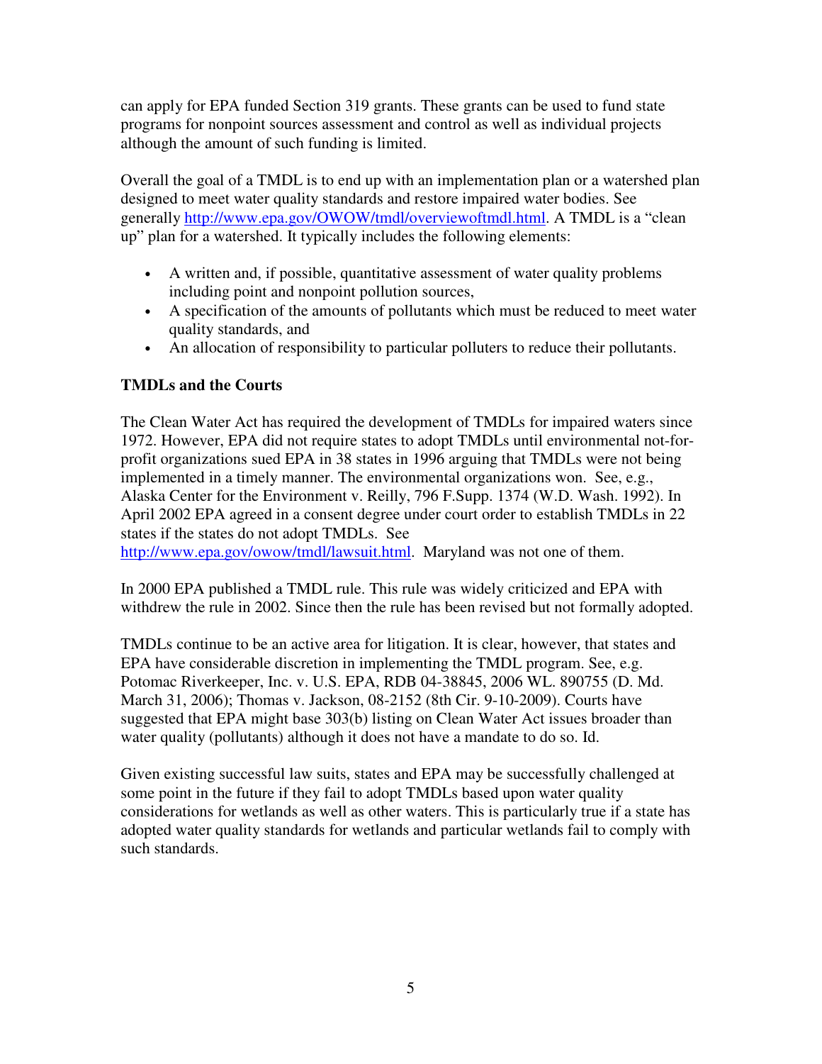can apply for EPA funded Section 319 grants. These grants can be used to fund state programs for nonpoint sources assessment and control as well as individual projects although the amount of such funding is limited.

Overall the goal of a TMDL is to end up with an implementation plan or a watershed plan designed to meet water quality standards and restore impaired water bodies. See generally http://www.epa.gov/OWOW/tmdl/overviewoftmdl.html. A TMDL is a "clean up" plan for a watershed. It typically includes the following elements:

- A written and, if possible, quantitative assessment of water quality problems including point and nonpoint pollution sources,
- A specification of the amounts of pollutants which must be reduced to meet water quality standards, and
- An allocation of responsibility to particular polluters to reduce their pollutants.

**TMDLs and the Courts**

The Clean Water Act has required the development of TMDLs for impaired waters since 1972. However, EPA did not require states to adopt TMDLs until environmental not-for-profit organizations sued EPA in 38 states in 1996 arguing that TMDLs were not being implemented in a timely manner. The environmental organizations won. See, e.g., Alaska Center for the Environment v. Reilly, 796 F.Supp. 1374 (W.D. Wash. 1992). In April 2002 EPA agreed in a consent degree under court order to establish TMDLs in 22 states if the states do not adopt TMDLs. See http://www.epa.gov/owow/tmdl/lawsuit.html. Maryland was not one of them.

In 2000 EPA published a TMDL rule. This rule was widely criticized and EPA with withdrew the rule in 2002. Since then the rule has been revised but not formally adopted.

TMDLs continue to be an active area for litigation. It is clear, however, that states and EPA have considerable discretion in implementing the TMDL program. See, e.g. Potomac Riverkeeper, Inc. v. U.S. EPA, RDB 04-38845, 2006 WL. 890755 (D. Md. March 31, 2006); Thomas v. Jackson, 08-2152 (8th Cir. 9-10-2009). Courts have suggested that EPA might base 303(b) listing on Clean Water Act issues broader than water quality (pollutants) although it does not have a mandate to do so. Id.

Given existing successful law suits, states and EPA may be successfully challenged at some point in the future if they fail to adopt TMDLs based upon water quality considerations for wetlands as well as other waters. This is particularly true if a state has adopted water quality standards for wetlands and particular wetlands fail to comply with such standards.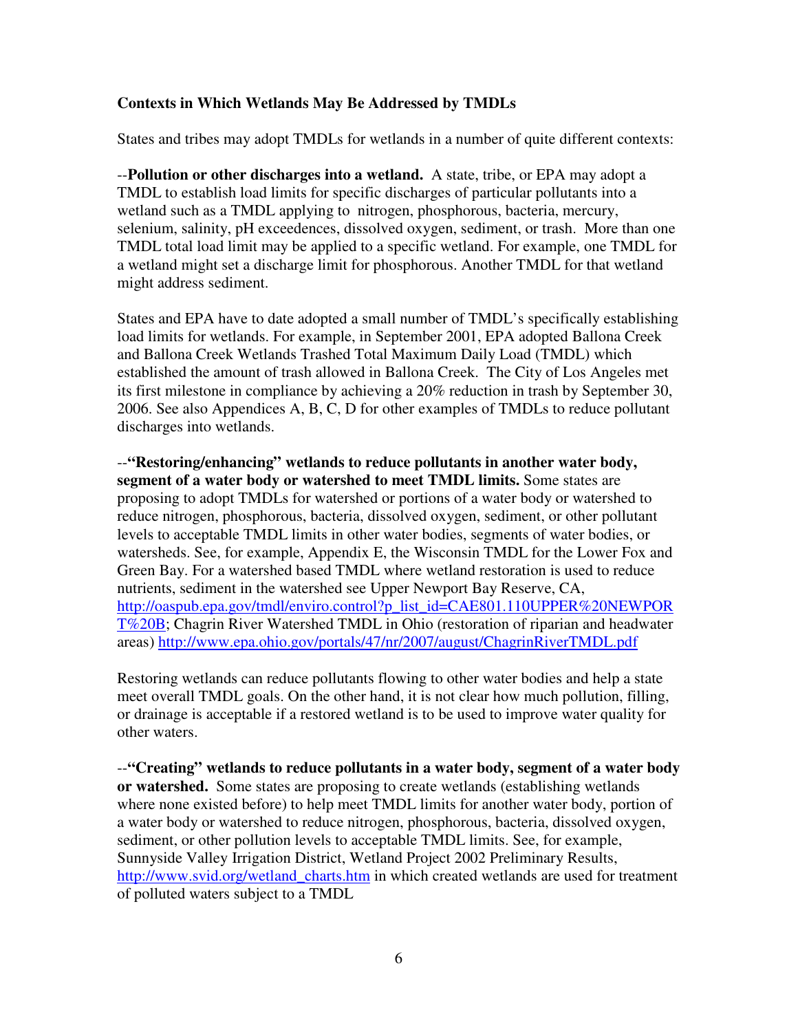**Contexts in Which Wetlands May Be Addressed by TMDLs**

States and tribes may adopt TMDLs for wetlands in a number of quite different contexts:

--**Pollution or other discharges into a wetland.** A state, tribe, or EPA may adopt a TMDL to establish load limits for specific discharges of particular pollutants into a wetland such as a TMDL applying to nitrogen, phosphorous, bacteria, mercury, selenium, salinity, pH exceedences, dissolved oxygen, sediment, or trash. More than one TMDL total load limit may be applied to a specific wetland. For example, one TMDL for a wetland might set a discharge limit for phosphorous. Another TMDL for that wetland might address sediment.

States and EPA have to date adopted a small number of TMDL's specifically establishing load limits for wetlands. For example, in September 2001, EPA adopted Ballona Creek and Ballona Creek Wetlands Trashed Total Maximum Daily Load (TMDL) which established the amount of trash allowed in Ballona Creek. The City of Los Angeles met its first milestone in compliance by achieving a 20% reduction in trash by September 30, 2006. See also Appendices A, B, C, D for other examples of TMDLs to reduce pollutant discharges into wetlands.

--**"Restoring/enhancing" wetlands to reduce pollutants in another water body, segment of a water body or watershed to meet TMDL limits.** Some states are proposing to adopt TMDLs for watershed or portions of a water body or watershed to reduce nitrogen, phosphorous, bacteria, dissolved oxygen, sediment, or other pollutant levels to acceptable TMDL limits in other water bodies, segments of water bodies, or watersheds. See, for example, Appendix E, the Wisconsin TMDL for the Lower Fox and Green Bay. For a watershed based TMDL where wetland restoration is used to reduce nutrients, sediment in the watershed see Upper Newport Bay Reserve, CA, http://oaspub.epa.gov/tmdl/enviro.control?p_list_id=CAE801.110UPPER%20NEWPORT%20B; Chagrin River Watershed TMDL in Ohio (restoration of riparian and headwater areas) http://www.epa.ohio.gov/portals/47/nr/2007/august/ChagrinRiverTMDL.pdf

Restoring wetlands can reduce pollutants flowing to other water bodies and help a state meet overall TMDL goals. On the other hand, it is not clear how much pollution, filling, or drainage is acceptable if a restored wetland is to be used to improve water quality for other waters.

--**"Creating" wetlands to reduce pollutants in a water body, segment of a water body or watershed.** Some states are proposing to create wetlands (establishing wetlands where none existed before) to help meet TMDL limits for another water body, portion of a water body or watershed to reduce nitrogen, phosphorous, bacteria, dissolved oxygen, sediment, or other pollution levels to acceptable TMDL limits. See, for example, Sunnyside Valley Irrigation District, Wetland Project 2002 Preliminary Results, http://www.svid.org/wetland_charts.htm in which created wetlands are used for treatment of polluted waters subject to a TMDL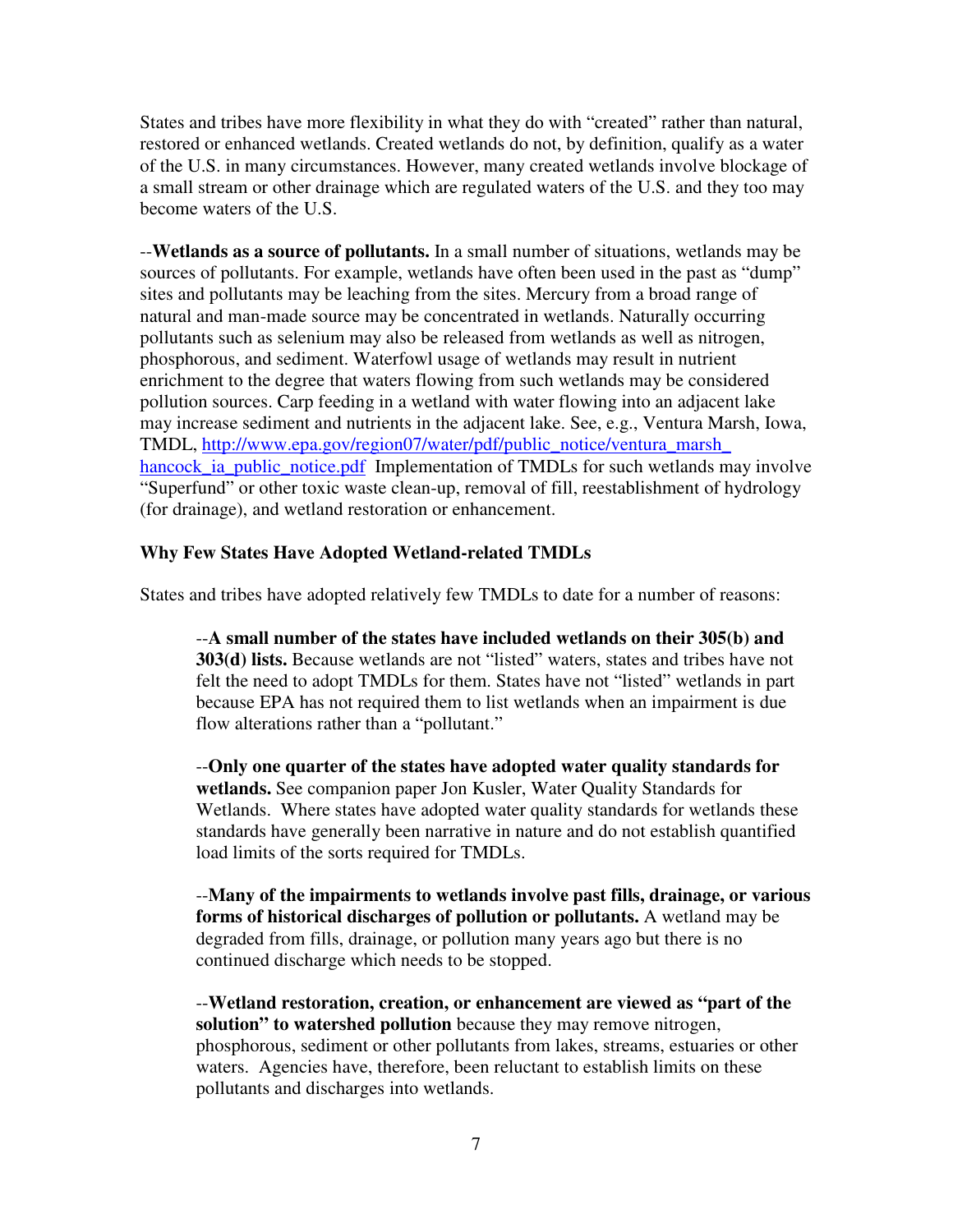States and tribes have more flexibility in what they do with "created" rather than natural, restored or enhanced wetlands. Created wetlands do not, by definition, qualify as a water of the U.S. in many circumstances. However, many created wetlands involve blockage of a small stream or other drainage which are regulated waters of the U.S. and they too may become waters of the U.S.

--**Wetlands as a source of pollutants.** In a small number of situations, wetlands may be sources of pollutants. For example, wetlands have often been used in the past as "dump" sites and pollutants may be leaching from the sites. Mercury from a broad range of natural and man-made source may be concentrated in wetlands. Naturally occurring pollutants such as selenium may also be released from wetlands as well as nitrogen, phosphorous, and sediment. Waterfowl usage of wetlands may result in nutrient enrichment to the degree that waters flowing from such wetlands may be considered pollution sources. Carp feeding in a wetland with water flowing into an adjacent lake may increase sediment and nutrients in the adjacent lake. See, e.g., Ventura Marsh, Iowa, TMDL, [http://www.epa.gov/region07/water/pdf/public_notice/ventura_marsh_hancock_ia_public_notice.pdf](http://www.epa.gov/region07/water/pdf/public_notice/ventura_marsh_hancock_ia_public_notice.pdf) Implementation of TMDLs for such wetlands may involve "Superfund" or other toxic waste clean-up, removal of fill, reestablishment of hydrology (for drainage), and wetland restoration or enhancement.

**Why Few States Have Adopted Wetland-related TMDLs**

States and tribes have adopted relatively few TMDLs to date for a number of reasons:

--**A small number of the states have included wetlands on their 305(b) and 303(d) lists.** Because wetlands are not "listed" waters, states and tribes have not felt the need to adopt TMDLs for them. States have not "listed" wetlands in part because EPA has not required them to list wetlands when an impairment is due flow alterations rather than a "pollutant."

--**Only one quarter of the states have adopted water quality standards for wetlands.** See companion paper Jon Kusler, Water Quality Standards for Wetlands. Where states have adopted water quality standards for wetlands these standards have generally been narrative in nature and do not establish quantified load limits of the sorts required for TMDLs.

--**Many of the impairments to wetlands involve past fills, drainage, or various forms of historical discharges of pollution or pollutants.** A wetland may be degraded from fills, drainage, or pollution many years ago but there is no continued discharge which needs to be stopped.

--**Wetland restoration, creation, or enhancement are viewed as "part of the solution" to watershed pollution** because they may remove nitrogen, phosphorous, sediment or other pollutants from lakes, streams, estuaries or other waters. Agencies have, therefore, been reluctant to establish limits on these pollutants and discharges into wetlands.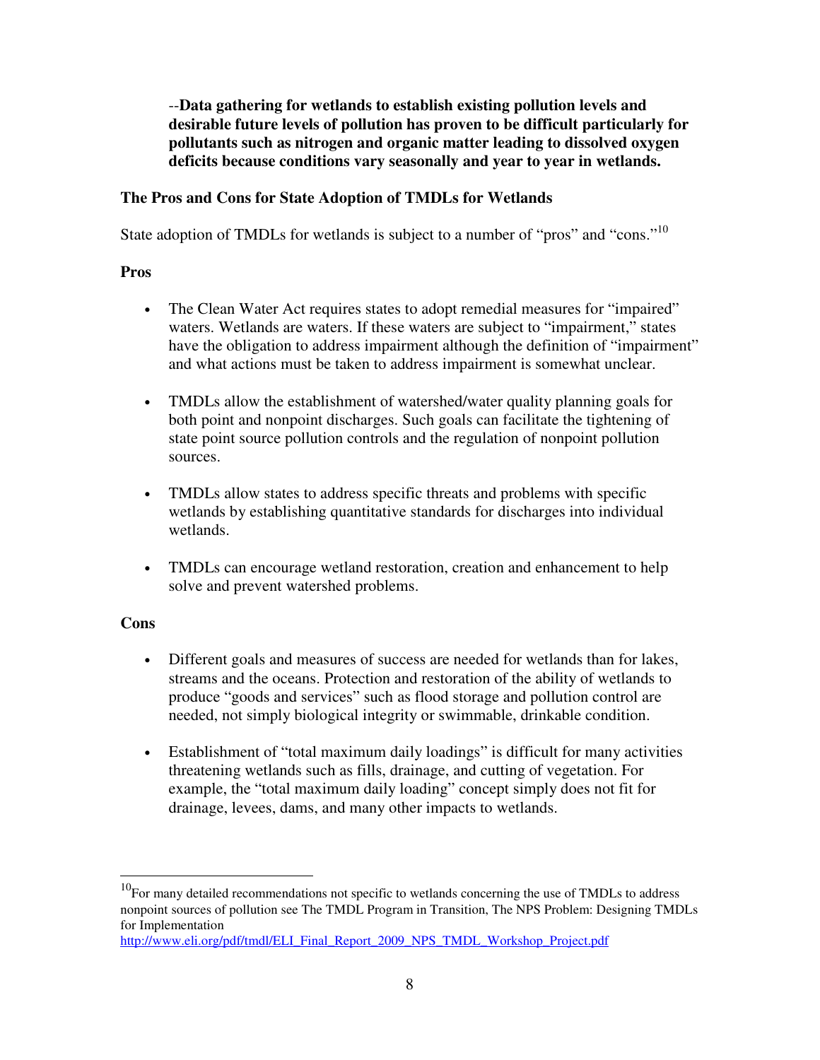--**Data gathering for wetlands to establish existing pollution levels and desirable future levels of pollution has proven to be difficult particularly for pollutants such as nitrogen and organic matter leading to dissolved oxygen deficits because conditions vary seasonally and year to year in wetlands.**

### The Pros and Cons for State Adoption of TMDLs for Wetlands

State adoption of TMDLs for wetlands is subject to a number of "pros" and "cons."[10]

#### Pros

- The Clean Water Act requires states to adopt remedial measures for "impaired" waters. Wetlands are waters. If these waters are subject to "impairment," states have the obligation to address impairment although the definition of "impairment" and what actions must be taken to address impairment is somewhat unclear.
- TMDLs allow the establishment of watershed/water quality planning goals for both point and nonpoint discharges. Such goals can facilitate the tightening of state point source pollution controls and the regulation of nonpoint pollution sources.
- TMDLs allow states to address specific threats and problems with specific wetlands by establishing quantitative standards for discharges into individual wetlands.
- TMDLs can encourage wetland restoration, creation and enhancement to help solve and prevent watershed problems.

#### Cons

- Different goals and measures of success are needed for wetlands than for lakes, streams and the oceans. Protection and restoration of the ability of wetlands to produce "goods and services" such as flood storage and pollution control are needed, not simply biological integrity or swimmable, drinkable condition.
- Establishment of "total maximum daily loadings" is difficult for many activities threatening wetlands such as fills, drainage, and cutting of vegetation. For example, the "total maximum daily loading" concept simply does not fit for drainage, levees, dams, and many other impacts to wetlands.

---

[10] For many detailed recommendations not specific to wetlands concerning the use of TMDLs to address nonpoint sources of pollution see The TMDL Program in Transition, The NPS Problem: Designing TMDLs for Implementation http://www.eli.org/pdf/tmdl/ELI_Final_Report_2009_NPS_TMDL_Workshop_Project.pdf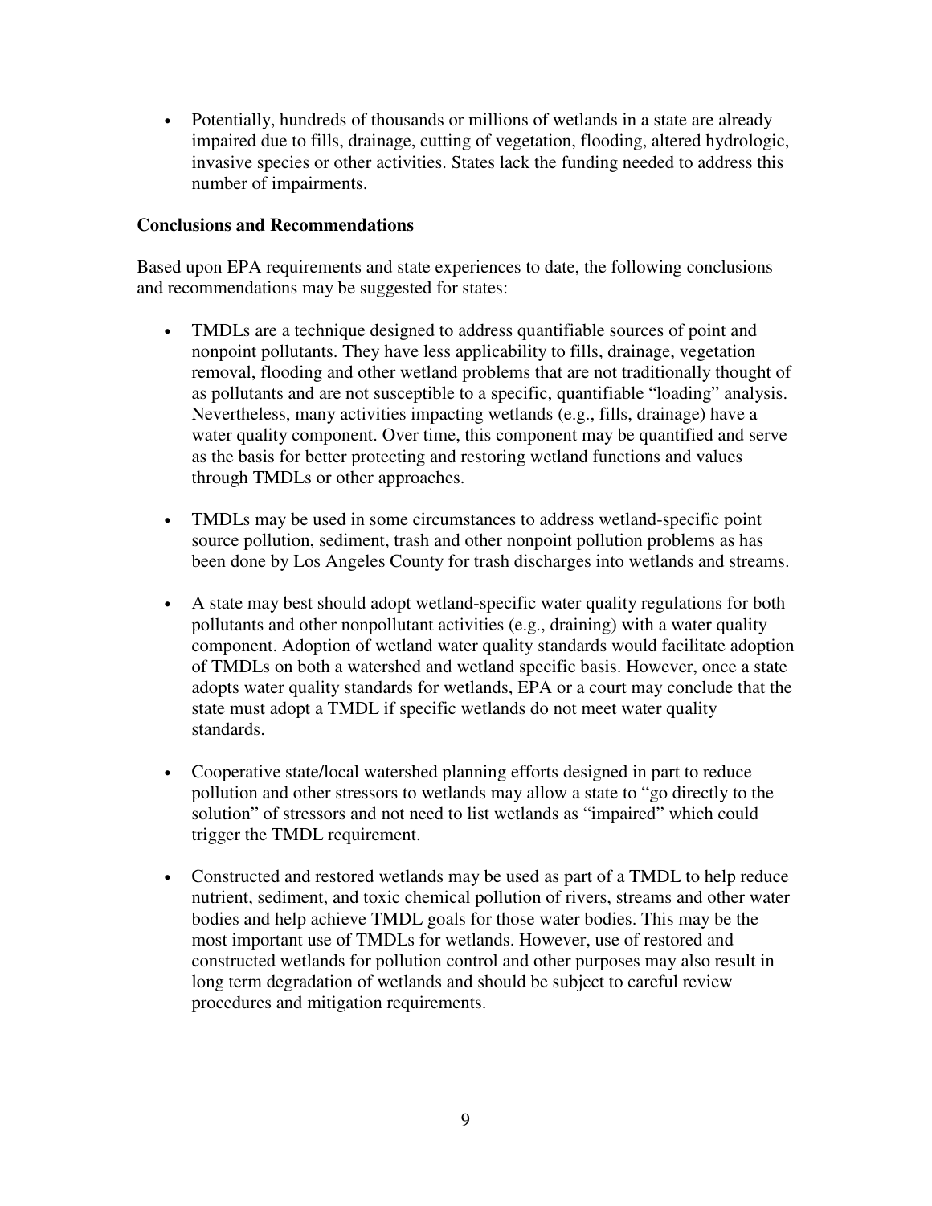- Potentially, hundreds of thousands or millions of wetlands in a state are already impaired due to fills, drainage, cutting of vegetation, flooding, altered hydrologic, invasive species or other activities. States lack the funding needed to address this number of impairments.

**Conclusions and Recommendations**

Based upon EPA requirements and state experiences to date, the following conclusions and recommendations may be suggested for states:

- TMDLs are a technique designed to address quantifiable sources of point and nonpoint pollutants. They have less applicability to fills, drainage, vegetation removal, flooding and other wetland problems that are not traditionally thought of as pollutants and are not susceptible to a specific, quantifiable "loading" analysis. Nevertheless, many activities impacting wetlands (e.g., fills, drainage) have a water quality component. Over time, this component may be quantified and serve as the basis for better protecting and restoring wetland functions and values through TMDLs or other approaches.

- TMDLs may be used in some circumstances to address wetland-specific point source pollution, sediment, trash and other nonpoint pollution problems as has been done by Los Angeles County for trash discharges into wetlands and streams.

- A state may best should adopt wetland-specific water quality regulations for both pollutants and other nonpollutant activities (e.g., draining) with a water quality component. Adoption of wetland water quality standards would facilitate adoption of TMDLs on both a watershed and wetland specific basis. However, once a state adopts water quality standards for wetlands, EPA or a court may conclude that the state must adopt a TMDL if specific wetlands do not meet water quality standards.

- Cooperative state/local watershed planning efforts designed in part to reduce pollution and other stressors to wetlands may allow a state to "go directly to the solution" of stressors and not need to list wetlands as "impaired" which could trigger the TMDL requirement.

- Constructed and restored wetlands may be used as part of a TMDL to help reduce nutrient, sediment, and toxic chemical pollution of rivers, streams and other water bodies and help achieve TMDL goals for those water bodies. This may be the most important use of TMDLs for wetlands. However, use of restored and constructed wetlands for pollution control and other purposes may also result in long term degradation of wetlands and should be subject to careful review procedures and mitigation requirements.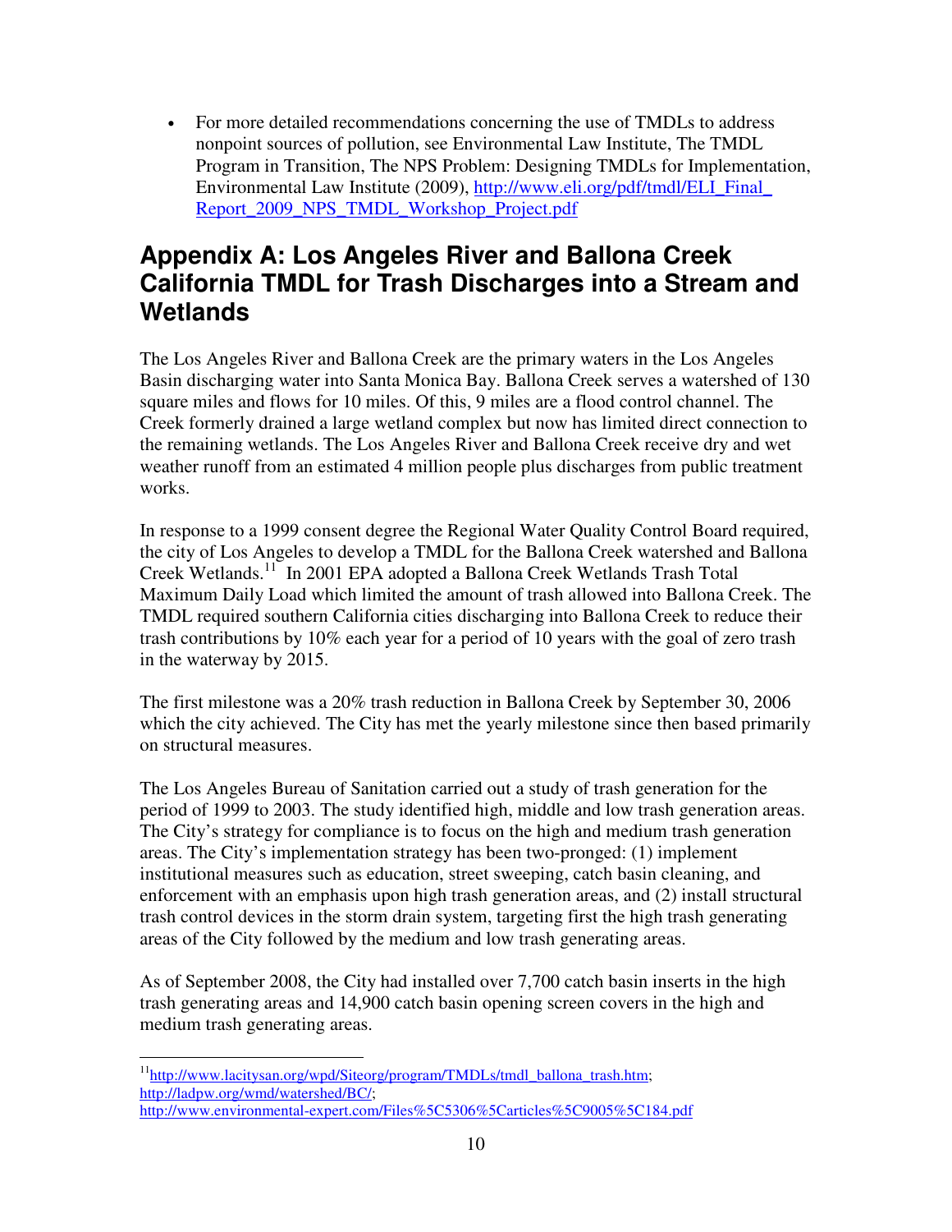- For more detailed recommendations concerning the use of TMDLs to address nonpoint sources of pollution, see Environmental Law Institute, The TMDL Program in Transition, The NPS Problem: Designing TMDLs for Implementation, Environmental Law Institute (2009), http://www.eli.org/pdf/tmdl/ELI_Final_Report_2009_NPS_TMDL_Workshop_Project.pdf

## Appendix A: Los Angeles River and Ballona Creek California TMDL for Trash Discharges into a Stream and Wetlands

The Los Angeles River and Ballona Creek are the primary waters in the Los Angeles Basin discharging water into Santa Monica Bay. Ballona Creek serves a watershed of 130 square miles and flows for 10 miles. Of this, 9 miles are a flood control channel. The Creek formerly drained a large wetland complex but now has limited direct connection to the remaining wetlands. The Los Angeles River and Ballona Creek receive dry and wet weather runoff from an estimated 4 million people plus discharges from public treatment works.

In response to a 1999 consent degree the Regional Water Quality Control Board required, the city of Los Angeles to develop a TMDL for the Ballona Creek watershed and Ballona Creek Wetlands.[11] In 2001 EPA adopted a Ballona Creek Wetlands Trash Total Maximum Daily Load which limited the amount of trash allowed into Ballona Creek. The TMDL required southern California cities discharging into Ballona Creek to reduce their trash contributions by 10% each year for a period of 10 years with the goal of zero trash in the waterway by 2015.

The first milestone was a 20% trash reduction in Ballona Creek by September 30, 2006 which the city achieved. The City has met the yearly milestone since then based primarily on structural measures.

The Los Angeles Bureau of Sanitation carried out a study of trash generation for the period of 1999 to 2003. The study identified high, middle and low trash generation areas. The City's strategy for compliance is to focus on the high and medium trash generation areas. The City's implementation strategy has been two-pronged: (1) implement institutional measures such as education, street sweeping, catch basin cleaning, and enforcement with an emphasis upon high trash generation areas, and (2) install structural trash control devices in the storm drain system, targeting first the high trash generating areas of the City followed by the medium and low trash generating areas.

As of September 2008, the City had installed over 7,700 catch basin inserts in the high trash generating areas and 14,900 catch basin opening screen covers in the high and medium trash generating areas.

---

[11] http://www.lacitysan.org/wpd/Siteorg/program/TMDLs/tmdl_ballona_trash.htm; http://ladpw.org/wmd/watershed/BC/; http://www.environmental-expert.com/Files%5C5306%5Carticles%5C9005%5C184.pdf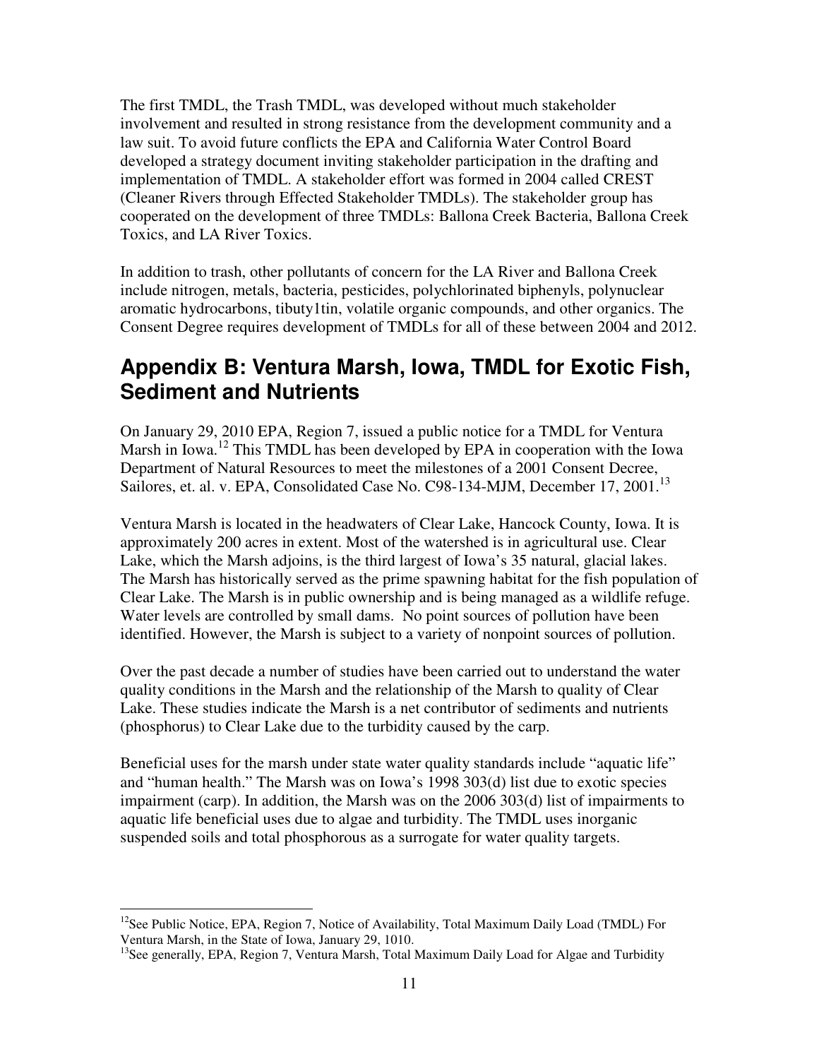The first TMDL, the Trash TMDL, was developed without much stakeholder involvement and resulted in strong resistance from the development community and a law suit. To avoid future conflicts the EPA and California Water Control Board developed a strategy document inviting stakeholder participation in the drafting and implementation of TMDL. A stakeholder effort was formed in 2004 called CREST (Cleaner Rivers through Effected Stakeholder TMDLs). The stakeholder group has cooperated on the development of three TMDLs: Ballona Creek Bacteria, Ballona Creek Toxics, and LA River Toxics.

In addition to trash, other pollutants of concern for the LA River and Ballona Creek include nitrogen, metals, bacteria, pesticides, polychlorinated biphenyls, polynuclear aromatic hydrocarbons, tibuty1tin, volatile organic compounds, and other organics. The Consent Degree requires development of TMDLs for all of these between 2004 and 2012.

## Appendix B: Ventura Marsh, Iowa, TMDL for Exotic Fish, Sediment and Nutrients

On January 29, 2010 EPA, Region 7, issued a public notice for a TMDL for Ventura Marsh in Iowa.[12] This TMDL has been developed by EPA in cooperation with the Iowa Department of Natural Resources to meet the milestones of a 2001 Consent Decree, Sailores, et. al. v. EPA, Consolidated Case No. C98-134-MJM, December 17, 2001.[13]

Ventura Marsh is located in the headwaters of Clear Lake, Hancock County, Iowa. It is approximately 200 acres in extent. Most of the watershed is in agricultural use. Clear Lake, which the Marsh adjoins, is the third largest of Iowa's 35 natural, glacial lakes. The Marsh has historically served as the prime spawning habitat for the fish population of Clear Lake. The Marsh is in public ownership and is being managed as a wildlife refuge. Water levels are controlled by small dams. No point sources of pollution have been identified. However, the Marsh is subject to a variety of nonpoint sources of pollution.

Over the past decade a number of studies have been carried out to understand the water quality conditions in the Marsh and the relationship of the Marsh to quality of Clear Lake. These studies indicate the Marsh is a net contributor of sediments and nutrients (phosphorus) to Clear Lake due to the turbidity caused by the carp.

Beneficial uses for the marsh under state water quality standards include "aquatic life" and "human health." The Marsh was on Iowa's 1998 303(d) list due to exotic species impairment (carp). In addition, the Marsh was on the 2006 303(d) list of impairments to aquatic life beneficial uses due to algae and turbidity. The TMDL uses inorganic suspended soils and total phosphorous as a surrogate for water quality targets.

---

[12] See Public Notice, EPA, Region 7, Notice of Availability, Total Maximum Daily Load (TMDL) For Ventura Marsh, in the State of Iowa, January 29, 1010.

[13] See generally, EPA, Region 7, Ventura Marsh, Total Maximum Daily Load for Algae and Turbidity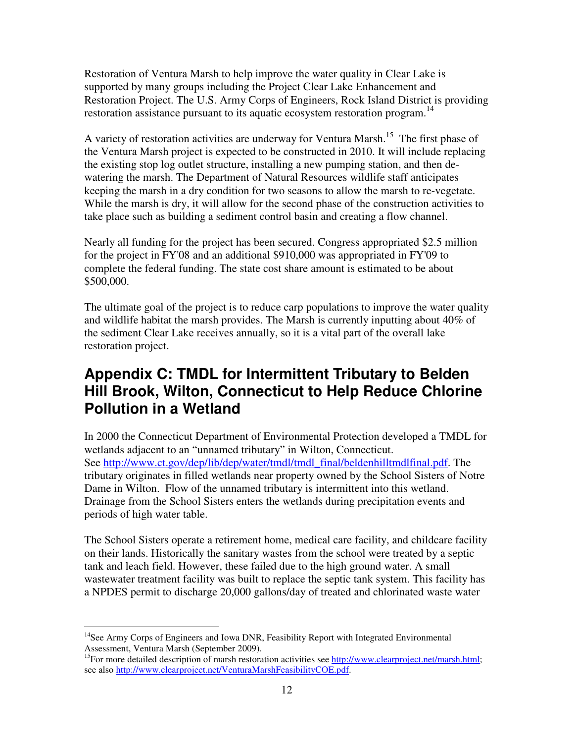Restoration of Ventura Marsh to help improve the water quality in Clear Lake is supported by many groups including the Project Clear Lake Enhancement and Restoration Project. The U.S. Army Corps of Engineers, Rock Island District is providing restoration assistance pursuant to its aquatic ecosystem restoration program.[14]

A variety of restoration activities are underway for Ventura Marsh.[15] The first phase of the Ventura Marsh project is expected to be constructed in 2010. It will include replacing the existing stop log outlet structure, installing a new pumping station, and then de-watering the marsh. The Department of Natural Resources wildlife staff anticipates keeping the marsh in a dry condition for two seasons to allow the marsh to re-vegetate. While the marsh is dry, it will allow for the second phase of the construction activities to take place such as building a sediment control basin and creating a flow channel.

Nearly all funding for the project has been secured. Congress appropriated $2.5 million for the project in FY'08 and an additional $910,000 was appropriated in FY'09 to complete the federal funding. The state cost share amount is estimated to be about $500,000.

The ultimate goal of the project is to reduce carp populations to improve the water quality and wildlife habitat the marsh provides. The Marsh is currently inputting about 40% of the sediment Clear Lake receives annually, so it is a vital part of the overall lake restoration project.

## Appendix C: TMDL for Intermittent Tributary to Belden Hill Brook, Wilton, Connecticut to Help Reduce Chlorine Pollution in a Wetland

In 2000 the Connecticut Department of Environmental Protection developed a TMDL for wetlands adjacent to an "unnamed tributary" in Wilton, Connecticut. See http://www.ct.gov/dep/lib/dep/water/tmdl/tmdl_final/beldenhilltmdlfinal.pdf. The tributary originates in filled wetlands near property owned by the School Sisters of Notre Dame in Wilton. Flow of the unnamed tributary is intermittent into this wetland. Drainage from the School Sisters enters the wetlands during precipitation events and periods of high water table.

The School Sisters operate a retirement home, medical care facility, and childcare facility on their lands. Historically the sanitary wastes from the school were treated by a septic tank and leach field. However, these failed due to the high ground water. A small wastewater treatment facility was built to replace the septic tank system. This facility has a NPDES permit to discharge 20,000 gallons/day of treated and chlorinated waste water

---

[14] See Army Corps of Engineers and Iowa DNR, Feasibility Report with Integrated Environmental Assessment, Ventura Marsh (September 2009).

[15] For more detailed description of marsh restoration activities see http://www.clearproject.net/marsh.html; see also http://www.clearproject.net/VenturaMarshFeasibilityCOE.pdf.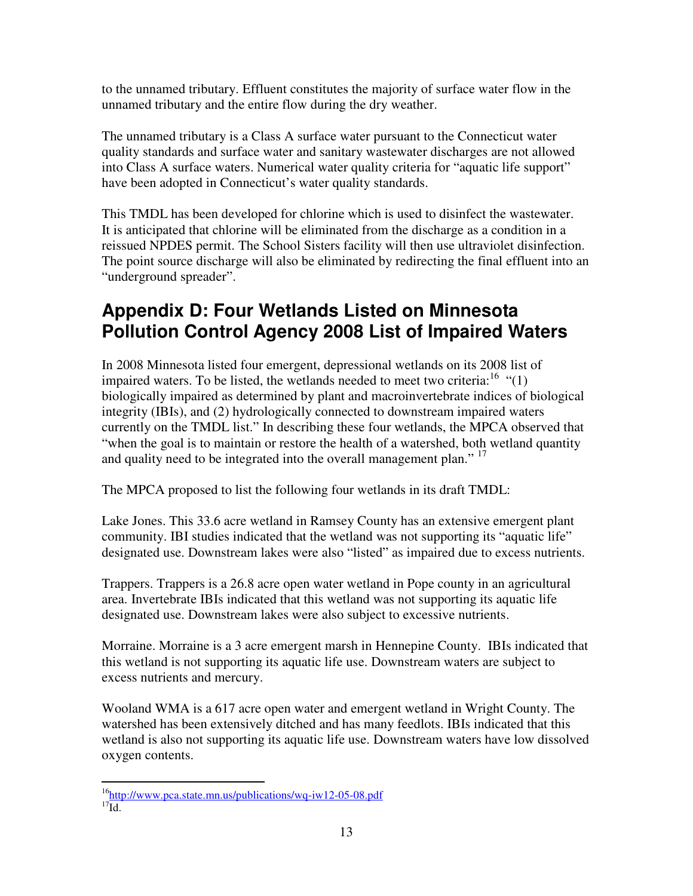to the unnamed tributary. Effluent constitutes the majority of surface water flow in the unnamed tributary and the entire flow during the dry weather.

The unnamed tributary is a Class A surface water pursuant to the Connecticut water quality standards and surface water and sanitary wastewater discharges are not allowed into Class A surface waters. Numerical water quality criteria for "aquatic life support" have been adopted in Connecticut's water quality standards.

This TMDL has been developed for chlorine which is used to disinfect the wastewater. It is anticipated that chlorine will be eliminated from the discharge as a condition in a reissued NPDES permit. The School Sisters facility will then use ultraviolet disinfection. The point source discharge will also be eliminated by redirecting the final effluent into an "underground spreader".

## Appendix D: Four Wetlands Listed on Minnesota Pollution Control Agency 2008 List of Impaired Waters

In 2008 Minnesota listed four emergent, depressional wetlands on its 2008 list of impaired waters. To be listed, the wetlands needed to meet two criteria:[16] "(1) biologically impaired as determined by plant and macroinvertebrate indices of biological integrity (IBIs), and (2) hydrologically connected to downstream impaired waters currently on the TMDL list." In describing these four wetlands, the MPCA observed that "when the goal is to maintain or restore the health of a watershed, both wetland quantity and quality need to be integrated into the overall management plan." [17]

The MPCA proposed to list the following four wetlands in its draft TMDL:

Lake Jones. This 33.6 acre wetland in Ramsey County has an extensive emergent plant community. IBI studies indicated that the wetland was not supporting its "aquatic life" designated use. Downstream lakes were also "listed" as impaired due to excess nutrients.

Trappers. Trappers is a 26.8 acre open water wetland in Pope county in an agricultural area. Invertebrate IBIs indicated that this wetland was not supporting its aquatic life designated use. Downstream lakes were also subject to excessive nutrients.

Morraine. Morraine is a 3 acre emergent marsh in Hennepine County. IBIs indicated that this wetland is not supporting its aquatic life use. Downstream waters are subject to excess nutrients and mercury.

Wooland WMA is a 617 acre open water and emergent wetland in Wright County. The watershed has been extensively ditched and has many feedlots. IBIs indicated that this wetland is also not supporting its aquatic life use. Downstream waters have low dissolved oxygen contents.

---

[16] http://www.pca.state.mn.us/publications/wq-iw12-05-08.pdf
[17] Id.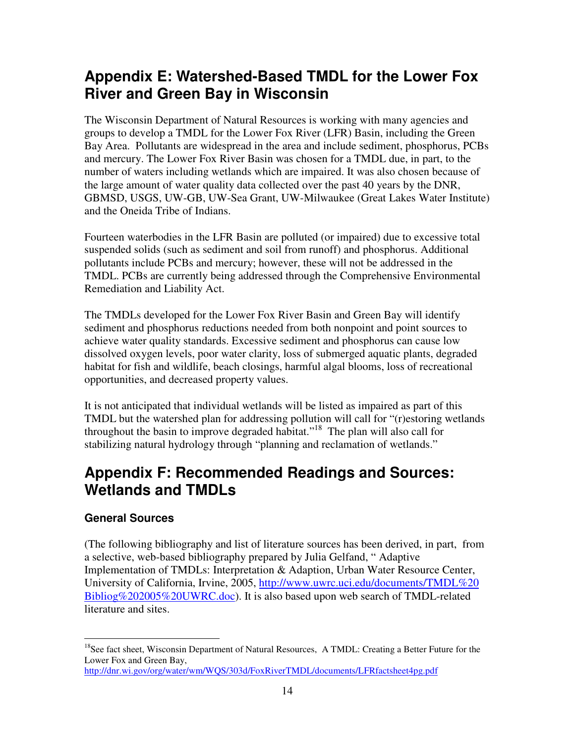# Appendix E: Watershed-Based TMDL for the Lower Fox River and Green Bay in Wisconsin

The Wisconsin Department of Natural Resources is working with many agencies and groups to develop a TMDL for the Lower Fox River (LFR) Basin, including the Green Bay Area. Pollutants are widespread in the area and include sediment, phosphorus, PCBs and mercury. The Lower Fox River Basin was chosen for a TMDL due, in part, to the number of waters including wetlands which are impaired. It was also chosen because of the large amount of water quality data collected over the past 40 years by the DNR, GBMSD, USGS, UW-GB, UW-Sea Grant, UW-Milwaukee (Great Lakes Water Institute) and the Oneida Tribe of Indians.

Fourteen waterbodies in the LFR Basin are polluted (or impaired) due to excessive total suspended solids (such as sediment and soil from runoff) and phosphorus. Additional pollutants include PCBs and mercury; however, these will not be addressed in the TMDL. PCBs are currently being addressed through the Comprehensive Environmental Remediation and Liability Act.

The TMDLs developed for the Lower Fox River Basin and Green Bay will identify sediment and phosphorus reductions needed from both nonpoint and point sources to achieve water quality standards. Excessive sediment and phosphorus can cause low dissolved oxygen levels, poor water clarity, loss of submerged aquatic plants, degraded habitat for fish and wildlife, beach closings, harmful algal blooms, loss of recreational opportunities, and decreased property values.

It is not anticipated that individual wetlands will be listed as impaired as part of this TMDL but the watershed plan for addressing pollution will call for "(r)estoring wetlands throughout the basin to improve degraded habitat."[18] The plan will also call for stabilizing natural hydrology through "planning and reclamation of wetlands."

# Appendix F: Recommended Readings and Sources: Wetlands and TMDLs

### General Sources

(The following bibliography and list of literature sources has been derived, in part, from a selective, web-based bibliography prepared by Julia Gelfand, " Adaptive Implementation of TMDLs: Interpretation & Adaption, Urban Water Resource Center, University of California, Irvine, 2005, http://www.uwrc.uci.edu/documents/TMDL%20Bibliog%202005%20UWRC.doc). It is also based upon web search of TMDL-related literature and sites.

---

[18] See fact sheet, Wisconsin Department of Natural Resources, A TMDL: Creating a Better Future for the Lower Fox and Green Bay, http://dnr.wi.gov/org/water/wm/WQS/303d/FoxRiverTMDL/documents/LFRfactsheet4pg.pdf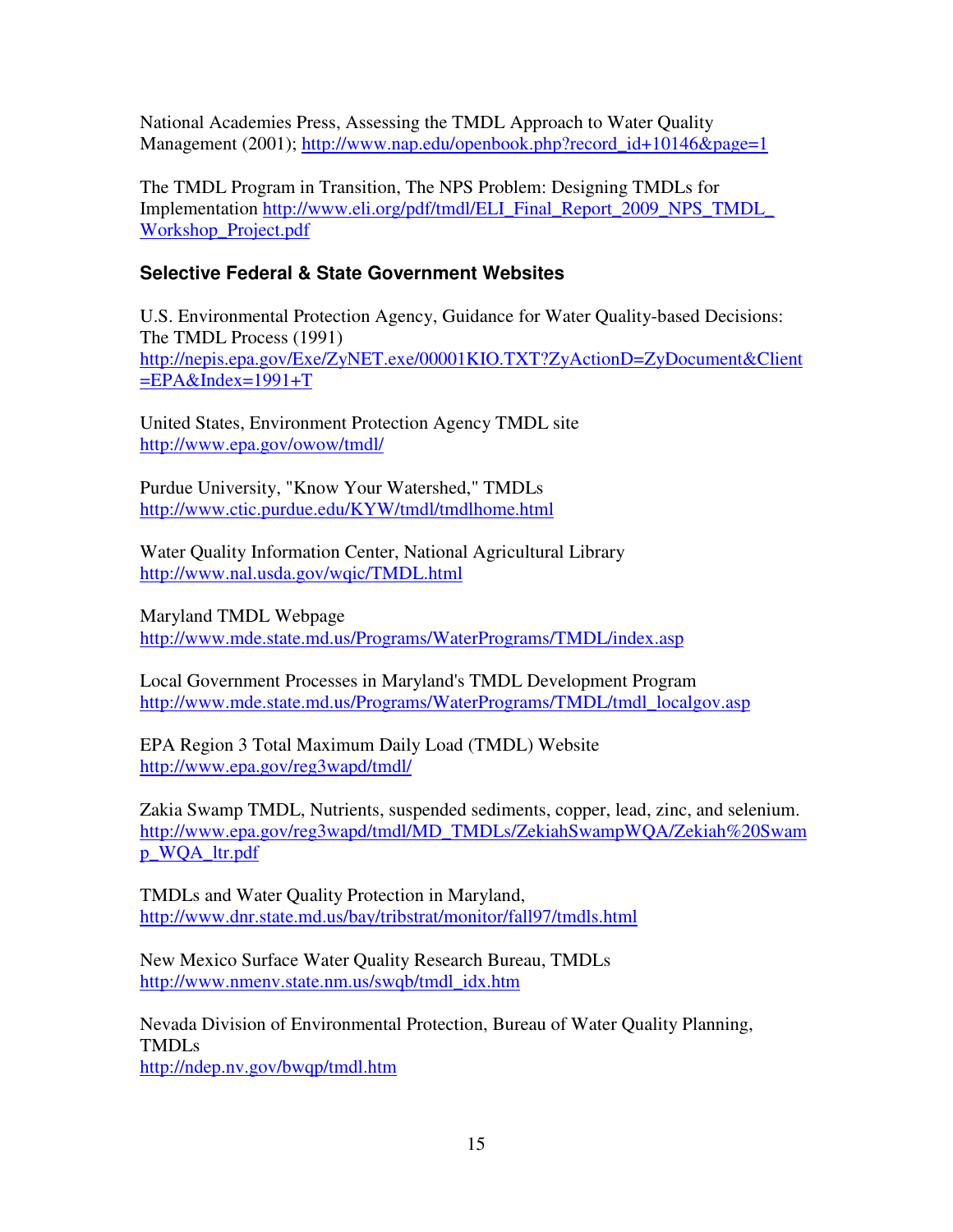National Academies Press, Assessing the TMDL Approach to Water Quality Management (2001); http://www.nap.edu/openbook.php?record_id+10146&page=1

The TMDL Program in Transition, The NPS Problem: Designing TMDLs for Implementation http://www.eli.org/pdf/tmdl/ELI_Final_Report_2009_NPS_TMDL_Workshop_Project.pdf

### Selective Federal & State Government Websites

U.S. Environmental Protection Agency, Guidance for Water Quality-based Decisions: The TMDL Process (1991)
http://nepis.epa.gov/Exe/ZyNET.exe/00001KIO.TXT?ZyActionD=ZyDocument&Client=EPA&Index=1991+T

United States, Environment Protection Agency TMDL site
http://www.epa.gov/owow/tmdl/

Purdue University, "Know Your Watershed," TMDLs
http://www.ctic.purdue.edu/KYW/tmdl/tmdlhome.html

Water Quality Information Center, National Agricultural Library
http://www.nal.usda.gov/wqic/TMDL.html

Maryland TMDL Webpage
http://www.mde.state.md.us/Programs/WaterPrograms/TMDL/index.asp

Local Government Processes in Maryland's TMDL Development Program
http://www.mde.state.md.us/Programs/WaterPrograms/TMDL/tmdl_localgov.asp

EPA Region 3 Total Maximum Daily Load (TMDL) Website
http://www.epa.gov/reg3wapd/tmdl/

Zakia Swamp TMDL, Nutrients, suspended sediments, copper, lead, zinc, and selenium.
http://www.epa.gov/reg3wapd/tmdl/MD_TMDLs/ZekiahSwampWQA/Zekiah%20Swamp_WQA_ltr.pdf

TMDLs and Water Quality Protection in Maryland,
http://www.dnr.state.md.us/bay/tribstrat/monitor/fall97/tmdls.html

New Mexico Surface Water Quality Research Bureau, TMDLs
http://www.nmenv.state.nm.us/swqb/tmdl_idx.htm

Nevada Division of Environmental Protection, Bureau of Water Quality Planning, TMDLs
http://ndep.nv.gov/bwqp/tmdl.htm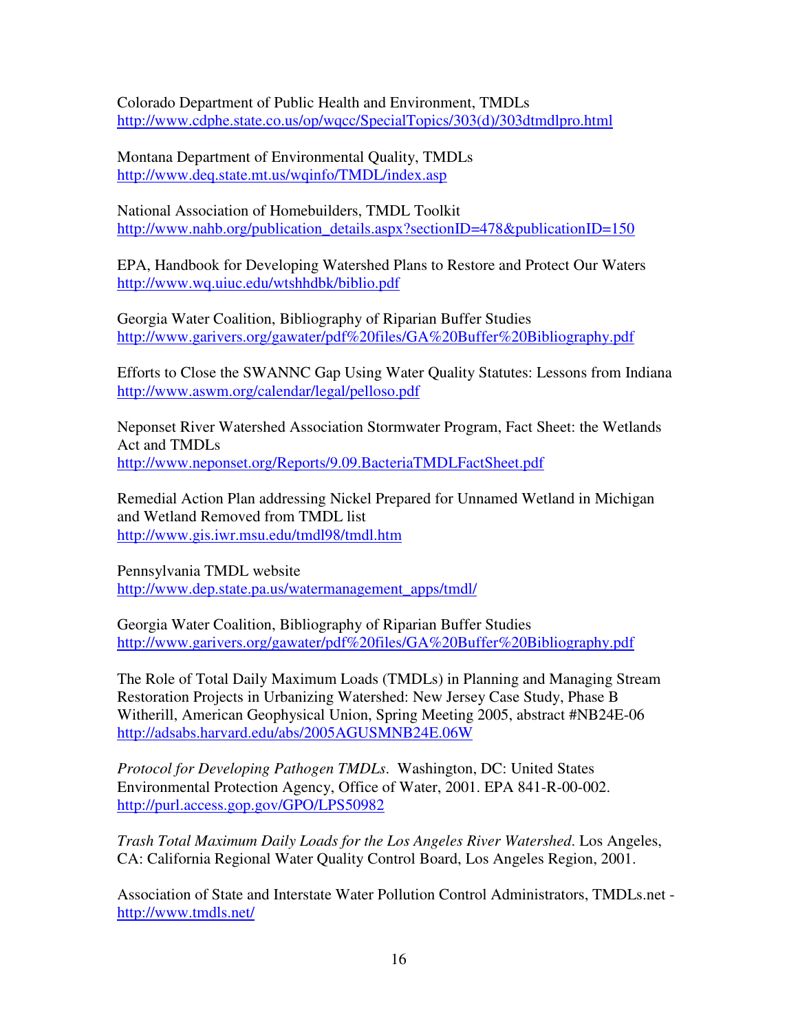Colorado Department of Public Health and Environment, TMDLs
http://www.cdphe.state.co.us/op/wqcc/SpecialTopics/303(d)/303dtmdlpro.html

Montana Department of Environmental Quality, TMDLs
http://www.deq.state.mt.us/wqinfo/TMDL/index.asp

National Association of Homebuilders, TMDL Toolkit
http://www.nahb.org/publication_details.aspx?sectionID=478&publicationID=150

EPA, Handbook for Developing Watershed Plans to Restore and Protect Our Waters
http://www.wq.uiuc.edu/wtshhdbk/biblio.pdf

Georgia Water Coalition, Bibliography of Riparian Buffer Studies
http://www.garivers.org/gawater/pdf%20files/GA%20Buffer%20Bibliography.pdf

Efforts to Close the SWANNC Gap Using Water Quality Statutes: Lessons from Indiana
http://www.aswm.org/calendar/legal/pelloso.pdf

Neponset River Watershed Association Stormwater Program, Fact Sheet: the Wetlands Act and TMDLs
http://www.neponset.org/Reports/9.09.BacteriaTMDLFactSheet.pdf

Remedial Action Plan addressing Nickel Prepared for Unnamed Wetland in Michigan and Wetland Removed from TMDL list
http://www.gis.iwr.msu.edu/tmdl98/tmdl.htm

Pennsylvania TMDL website
http://www.dep.state.pa.us/watermanagement_apps/tmdl/

Georgia Water Coalition, Bibliography of Riparian Buffer Studies
http://www.garivers.org/gawater/pdf%20files/GA%20Buffer%20Bibliography.pdf

The Role of Total Daily Maximum Loads (TMDLs) in Planning and Managing Stream Restoration Projects in Urbanizing Watershed: New Jersey Case Study, Phase B Witherill, American Geophysical Union, Spring Meeting 2005, abstract #NB24E-06
http://adsabs.harvard.edu/abs/2005AGUSMNB24E.06W

*Protocol for Developing Pathogen TMDLs*. Washington, DC: United States Environmental Protection Agency, Office of Water, 2001. EPA 841-R-00-002.
http://purl.access.gop.gov/GPO/LPS50982

*Trash Total Maximum Daily Loads for the Los Angeles River Watershed*. Los Angeles, CA: California Regional Water Quality Control Board, Los Angeles Region, 2001.

Association of State and Interstate Water Pollution Control Administrators, TMDLs.net - http://www.tmdls.net/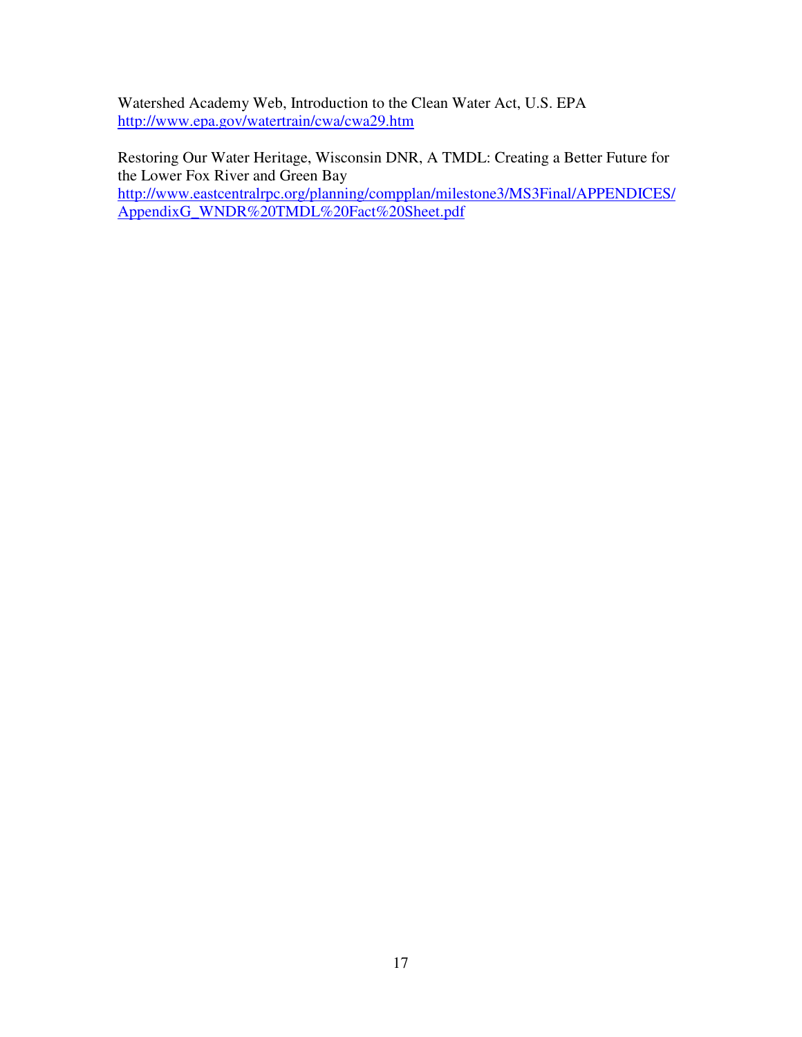Watershed Academy Web, Introduction to the Clean Water Act, U.S. EPA
http://www.epa.gov/watertrain/cwa/cwa29.htm

Restoring Our Water Heritage, Wisconsin DNR, A TMDL: Creating a Better Future for the Lower Fox River and Green Bay
http://www.eastcentralrpc.org/planning/compplan/milestone3/MS3Final/APPENDICES/AppendixG_WNDR%20TMDL%20Fact%20Sheet.pdf